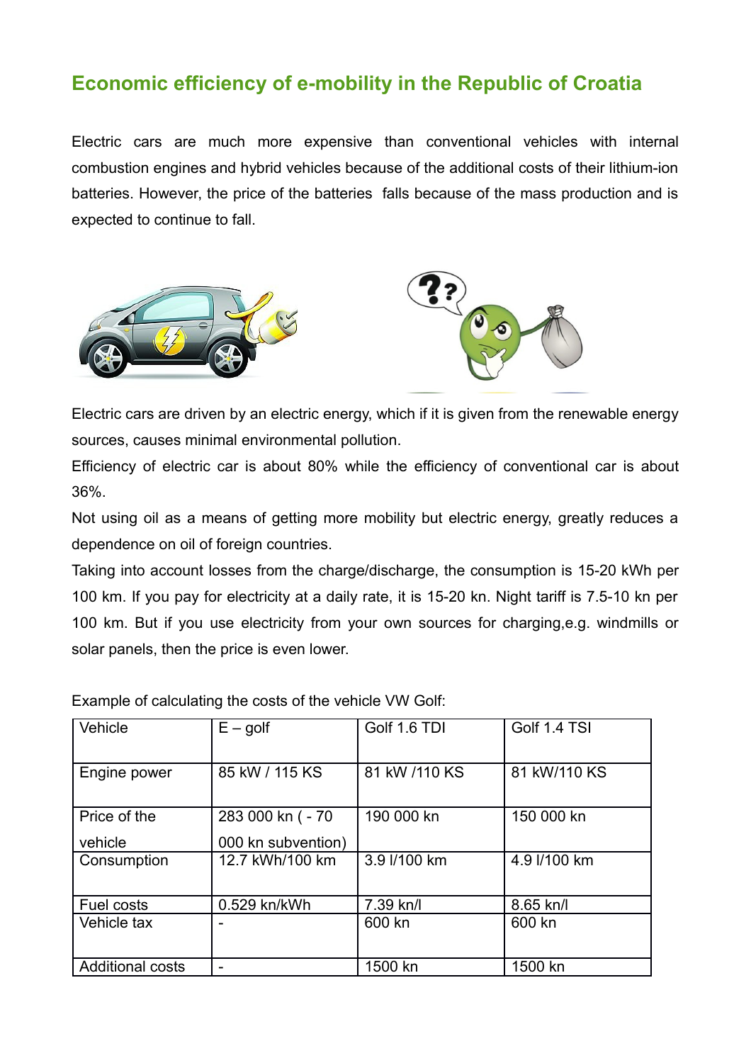## Economic efficiency of e-mobility in the Republic of Croatia

Electric cars are much more expensive than conventional vehicles with internal combustion engines and hybrid vehicles because of the additional costs of their lithium-ion batteries. However, the price of the batteries falls because of the mass production and is expected to continue to fall.

Electric cars are driven by an electric energy, which if it is given from the renewable energy sources, causes minimal environmental pollution.

Efficiency of electric car is about 80% while the efficiency of conventional car is about 36%.

Not using oil as a means of getting more mobility but electric energy, greatly reduces a dependence on oil of foreign countries.

Taking into account losses from the charge/discharge, the consumption is 15-20 kWh per 100 km. If you pay for electricity at a daily rate, it is 15-20 kn. Night tariff is 7.5-10 kn per 100 km. But if you use electricity from your own sources for charging,e.g. windmills or solar panels, then the price is even lower.

Example of calculating the costs of the vehicle VW Golf:

| Vehicle | E – golf | Golf 1.6 TDI | Golf 1.4 TSI |
|---|---|---|---|
| Engine power | 85 kW / 115 KS | 81 kW /110 KS | 81 kW/110 KS |
| Price of the vehicle | 283 000 kn ( - 70 000 kn subvention) | 190 000 kn | 150 000 kn |
| Consumption | 12.7 kWh/100 km | 3.9 l/100 km | 4.9 l/100 km |
| Fuel costs | 0.529 kn/kWh | 7.39 kn/l | 8.65 kn/l |
| Vehicle tax | - | 600 kn | 600 kn |
| Additional costs | - | 1500 kn | 1500 kn |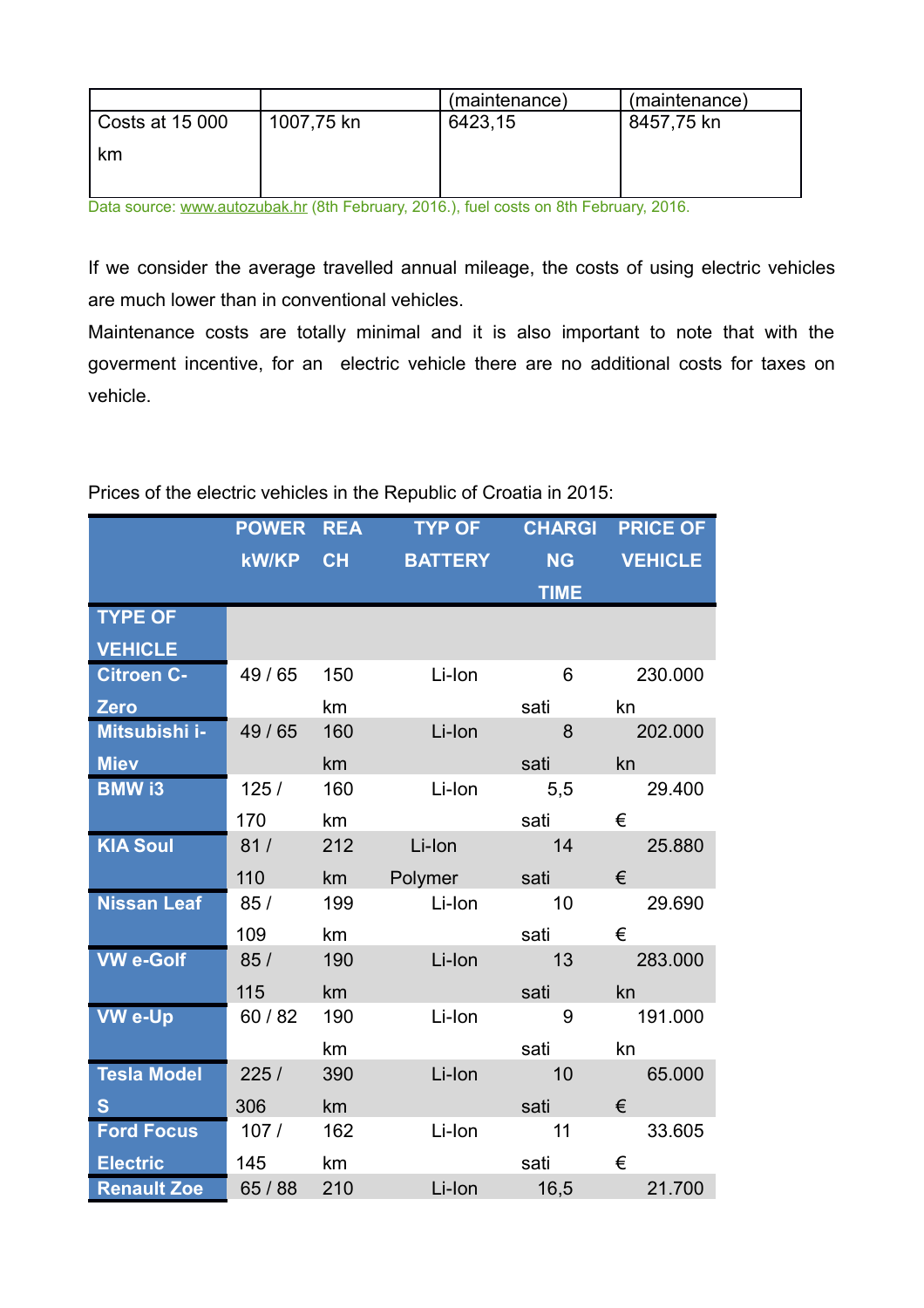| | | (maintenance) | (maintenance) |
|---|---|---|---|
| Costs at 15 000 km | 1007,75 kn | 6423,15 | 8457,75 kn |

Data source: www.autozubak.hr (8th February, 2016.), fuel costs on 8th February, 2016.

If we consider the average travelled annual mileage, the costs of using electric vehicles are much lower than in conventional vehicles.

Maintenance costs are totally minimal and it is also important to note that with the goverment incentive, for an electric vehicle there are no additional costs for taxes on vehicle.

Prices of the electric vehicles in the Republic of Croatia in 2015:

| TYPE OF VEHICLE | POWER kW/KP | REACH | TYP OF BATTERY | CHARGING TIME | PRICE OF VEHICLE |
|---|---|---|---|---|---|
| Citroen C-Zero | 49 / 65 | 150 km | Li-Ion | 6 sati | 230.000 kn |
| Mitsubishi i-Miev | 49 / 65 | 160 km | Li-Ion | 8 sati | 202.000 kn |
| BMW i3 | 125 / 170 | 160 km | Li-Ion | 5,5 sati | 29.400 € |
| KIA Soul | 81 / 110 | 212 km | Li-Ion Polymer | 14 sati | 25.880 € |
| Nissan Leaf | 85 / 109 | 199 km | Li-Ion | 10 sati | 29.690 € |
| VW e-Golf | 85 / 115 | 190 km | Li-Ion | 13 sati | 283.000 kn |
| VW e-Up | 60 / 82 | 190 km | Li-Ion | 9 sati | 191.000 kn |
| Tesla Model S | 225 / 306 | 390 km | Li-Ion | 10 sati | 65.000 € |
| Ford Focus Electric | 107 / 145 | 162 km | Li-Ion | 11 sati | 33.605 € |
| Renault Zoe | 65 / 88 | 210 | Li-Ion | 16,5 | 21.700 |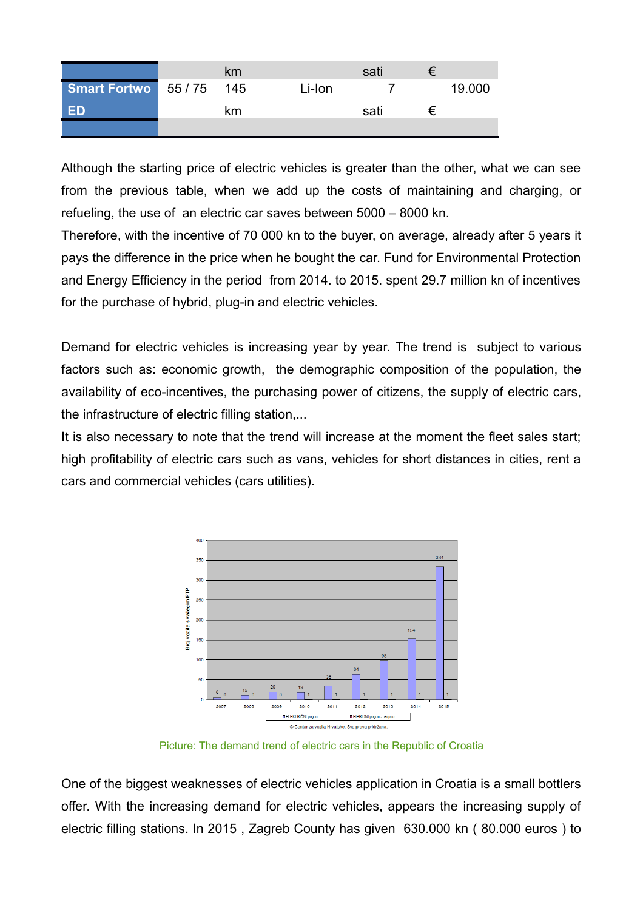| | | km | | sati | € |
|---|---|---|---|---|---|
| **Smart Fortwo ED** | 55 / 75 | 145 | Li-Ion | 7 | 19.000 |
| | | km | | sati | € |

Although the starting price of electric vehicles is greater than the other, what we can see from the previous table, when we add up the costs of maintaining and charging, or refueling, the use of an electric car saves between 5000 – 8000 kn.
Therefore, with the incentive of 70 000 kn to the buyer, on average, already after 5 years it pays the difference in the price when he bought the car. Fund for Environmental Protection and Energy Efficiency in the period from 2014. to 2015. spent 29.7 million kn of incentives for the purchase of hybrid, plug-in and electric vehicles.

Demand for electric vehicles is increasing year by year. The trend is subject to various factors such as: economic growth, the demographic composition of the population, the availability of eco-incentives, the purchasing power of citizens, the supply of electric cars, the infrastructure of electric filling station,...
It is also necessary to note that the trend will increase at the moment the fleet sales start; high profitability of electric cars such as vans, vehicles for short distances in cities, rent a cars and commercial vehicles (cars utilities).

Picture: The demand trend of electric cars in the Republic of Croatia

One of the biggest weaknesses of electric vehicles application in Croatia is a small bottlers offer. With the increasing demand for electric vehicles, appears the increasing supply of electric filling stations. In 2015 , Zagreb County has given 630.000 kn ( 80.000 euros ) to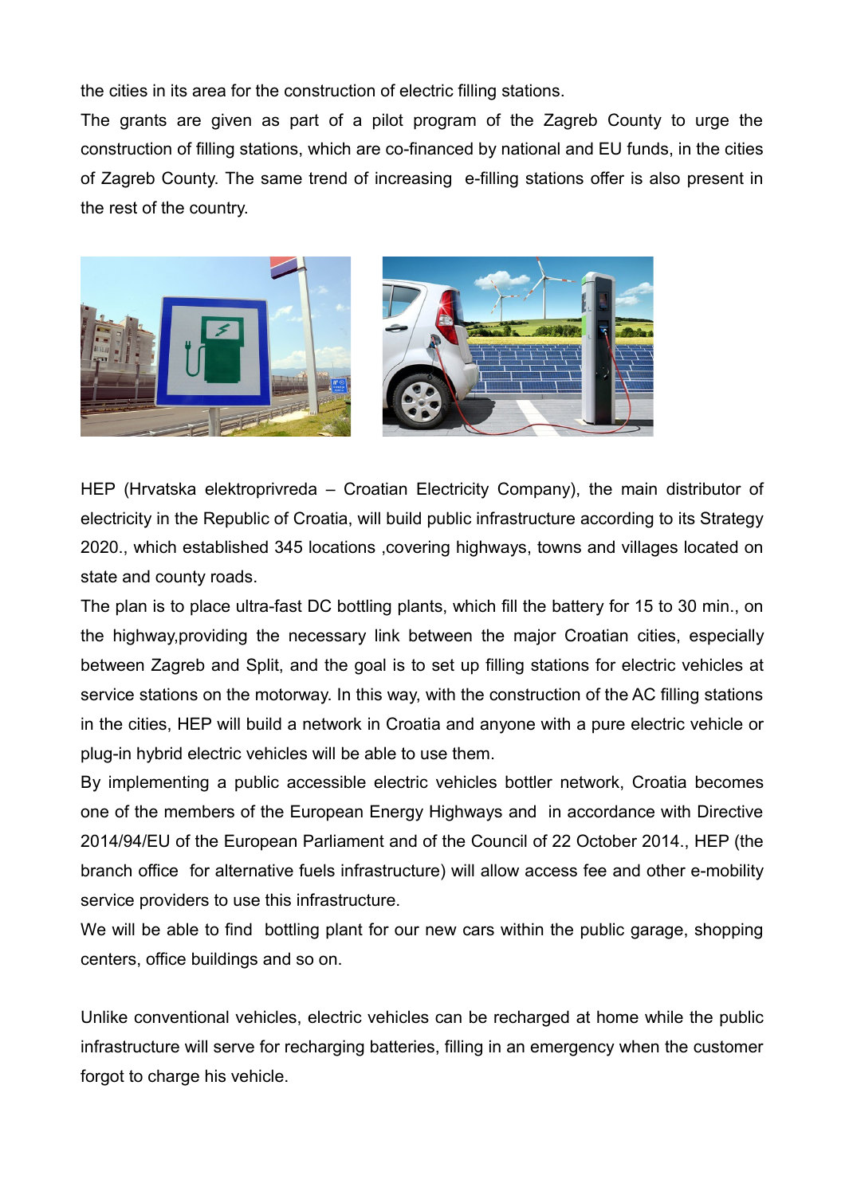the cities in its area for the construction of electric filling stations.

The grants are given as part of a pilot program of the Zagreb County to urge the construction of filling stations, which are co-financed by national and EU funds, in the cities of Zagreb County. The same trend of increasing e-filling stations offer is also present in the rest of the country.

HEP (Hrvatska elektroprivreda – Croatian Electricity Company), the main distributor of electricity in the Republic of Croatia, will build public infrastructure according to its Strategy 2020., which established 345 locations ,covering highways, towns and villages located on state and county roads.

The plan is to place ultra-fast DC bottling plants, which fill the battery for 15 to 30 min., on the highway,providing the necessary link between the major Croatian cities, especially between Zagreb and Split, and the goal is to set up filling stations for electric vehicles at service stations on the motorway. In this way, with the construction of the AC filling stations in the cities, HEP will build a network in Croatia and anyone with a pure electric vehicle or plug-in hybrid electric vehicles will be able to use them.

By implementing a public accessible electric vehicles bottler network, Croatia becomes one of the members of the European Energy Highways and in accordance with Directive 2014/94/EU of the European Parliament and of the Council of 22 October 2014., HEP (the branch office for alternative fuels infrastructure) will allow access fee and other e-mobility service providers to use this infrastructure.

We will be able to find bottling plant for our new cars within the public garage, shopping centers, office buildings and so on.

Unlike conventional vehicles, electric vehicles can be recharged at home while the public infrastructure will serve for recharging batteries, filling in an emergency when the customer forgot to charge his vehicle.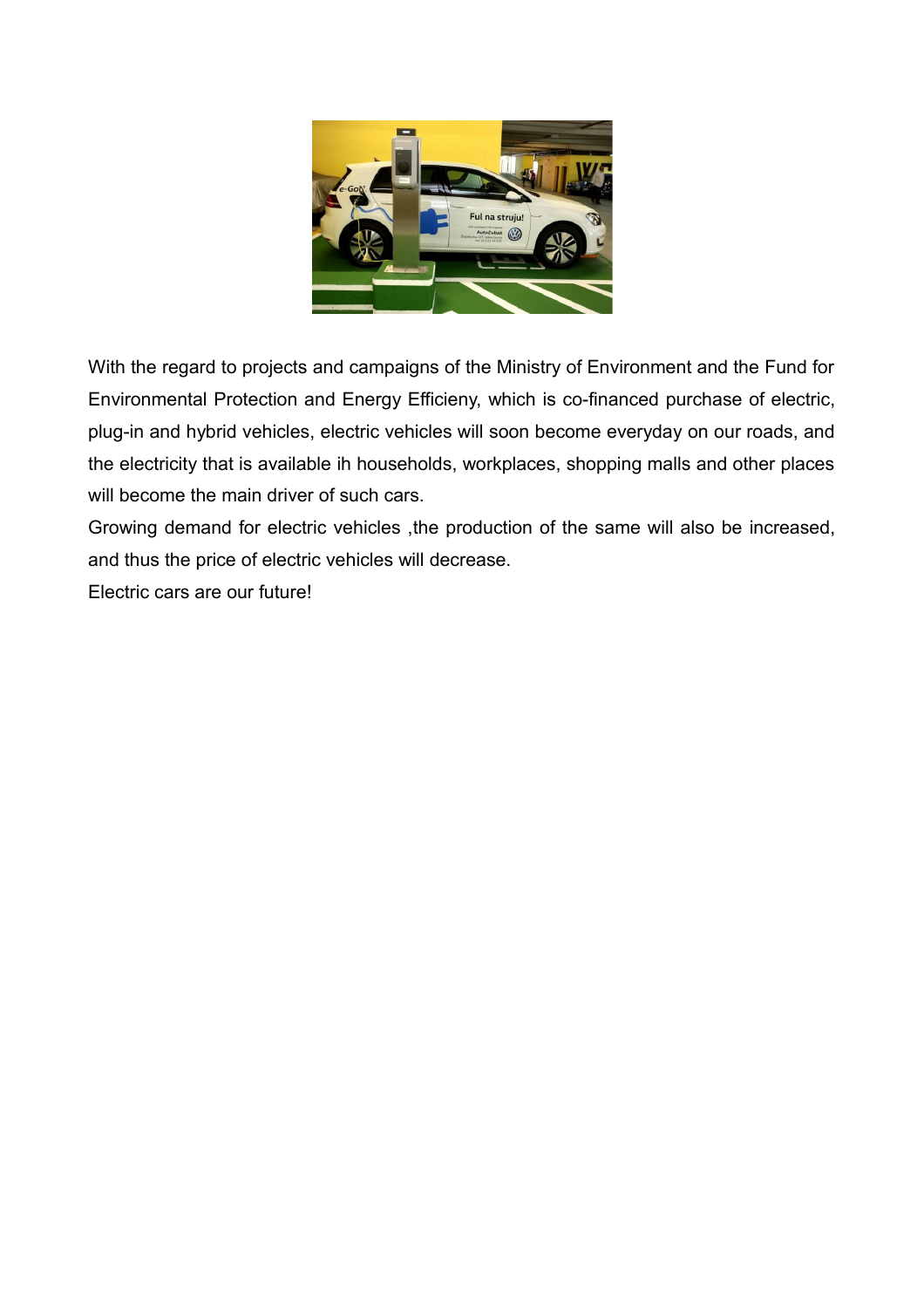With the regard to projects and campaigns of the Ministry of Environment and the Fund for Environmental Protection and Energy Efficieny, which is co-financed purchase of electric, plug-in and hybrid vehicles, electric vehicles will soon become everyday on our roads, and the electricity that is available ih households, workplaces, shopping malls and other places will become the main driver of such cars.

Growing demand for electric vehicles ,the production of the same will also be increased, and thus the price of electric vehicles will decrease.

Electric cars are our future!